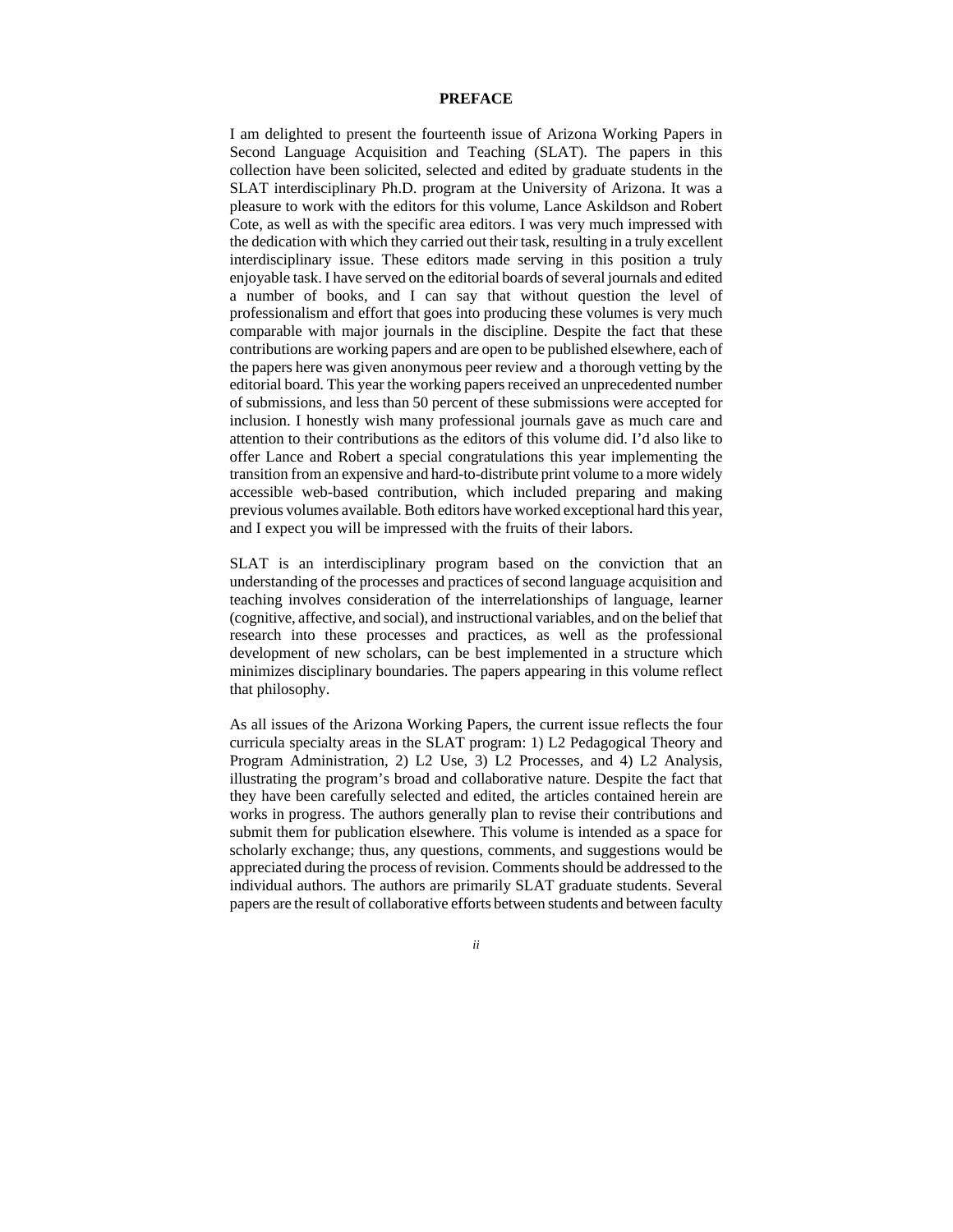# PREFACE

I am delighted to present the fourteenth issue of Arizona Working Papers in Second Language Acquisition and Teaching (SLAT). The papers in this collection have been solicited, selected and edited by graduate students in the SLAT interdisciplinary Ph.D. program at the University of Arizona. It was a pleasure to work with the editors for this volume, Lance Askildson and Robert Cote, as well as with the specific area editors. I was very much impressed with the dedication with which they carried out their task, resulting in a truly excellent interdisciplinary issue. These editors made serving in this position a truly enjoyable task. I have served on the editorial boards of several journals and edited a number of books, and I can say that without question the level of professionalism and effort that goes into producing these volumes is very much comparable with major journals in the discipline. Despite the fact that these contributions are working papers and are open to be published elsewhere, each of the papers here was given anonymous peer review and a thorough vetting by the editorial board. This year the working papers received an unprecedented number of submissions, and less than 50 percent of these submissions were accepted for inclusion. I honestly wish many professional journals gave as much care and attention to their contributions as the editors of this volume did. I'd also like to offer Lance and Robert a special congratulations this year implementing the transition from an expensive and hard-to-distribute print volume to a more widely accessible web-based contribution, which included preparing and making previous volumes available. Both editors have worked exceptional hard this year, and I expect you will be impressed with the fruits of their labors.

SLAT is an interdisciplinary program based on the conviction that an understanding of the processes and practices of second language acquisition and teaching involves consideration of the interrelationships of language, learner (cognitive, affective, and social), and instructional variables, and on the belief that research into these processes and practices, as well as the professional development of new scholars, can be best implemented in a structure which minimizes disciplinary boundaries. The papers appearing in this volume reflect that philosophy.

As all issues of the Arizona Working Papers, the current issue reflects the four curricula specialty areas in the SLAT program: 1) L2 Pedagogical Theory and Program Administration, 2) L2 Use, 3) L2 Processes, and 4) L2 Analysis, illustrating the program's broad and collaborative nature. Despite the fact that they have been carefully selected and edited, the articles contained herein are works in progress. The authors generally plan to revise their contributions and submit them for publication elsewhere. This volume is intended as a space for scholarly exchange; thus, any questions, comments, and suggestions would be appreciated during the process of revision. Comments should be addressed to the individual authors. The authors are primarily SLAT graduate students. Several papers are the result of collaborative efforts between students and between faculty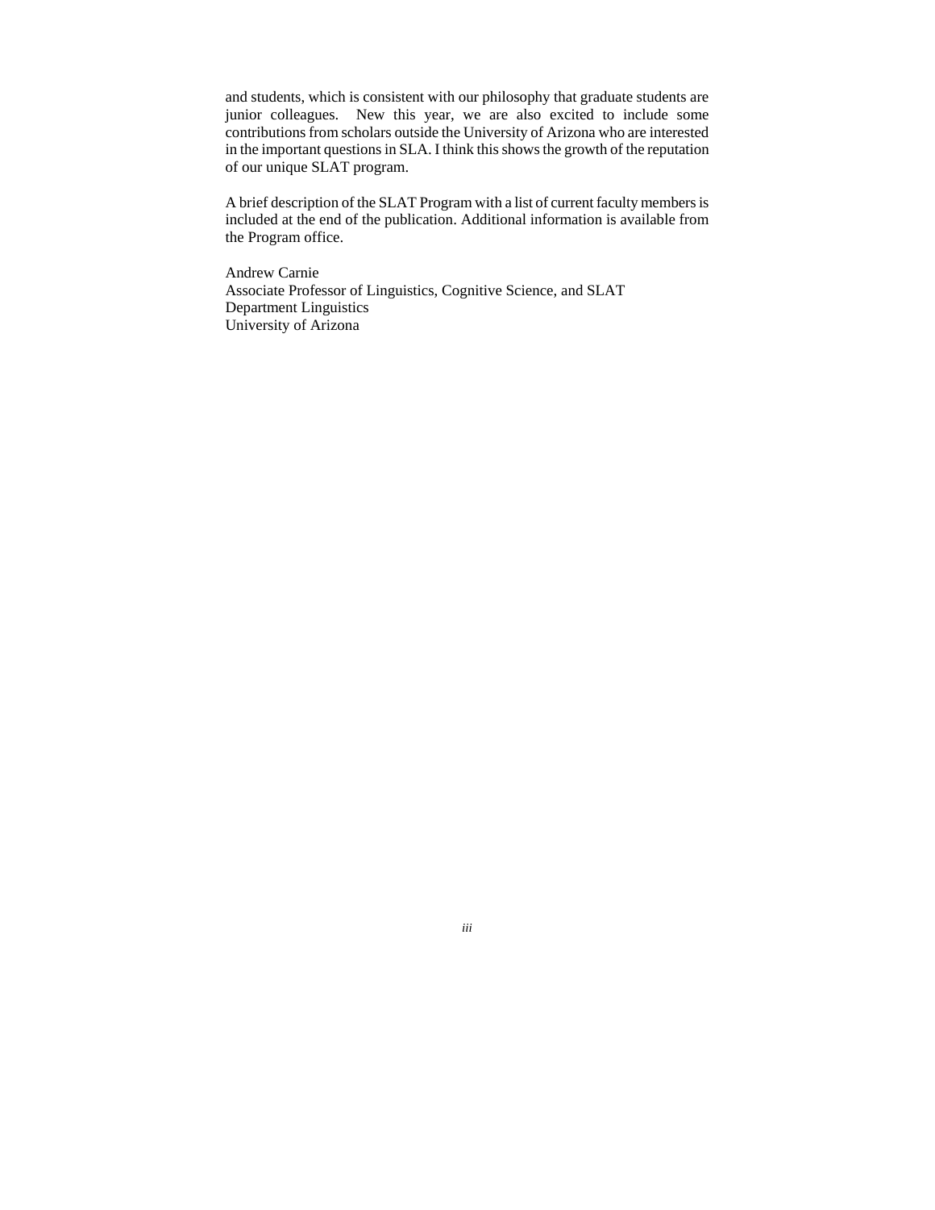and students, which is consistent with our philosophy that graduate students are junior colleagues. New this year, we are also excited to include some contributions from scholars outside the University of Arizona who are interested in the important questions in SLA. I think this shows the growth of the reputation of our unique SLAT program.

A brief description of the SLAT Program with a list of current faculty members is included at the end of the publication. Additional information is available from the Program office.

Andrew Carnie
Associate Professor of Linguistics, Cognitive Science, and SLAT
Department Linguistics
University of Arizona